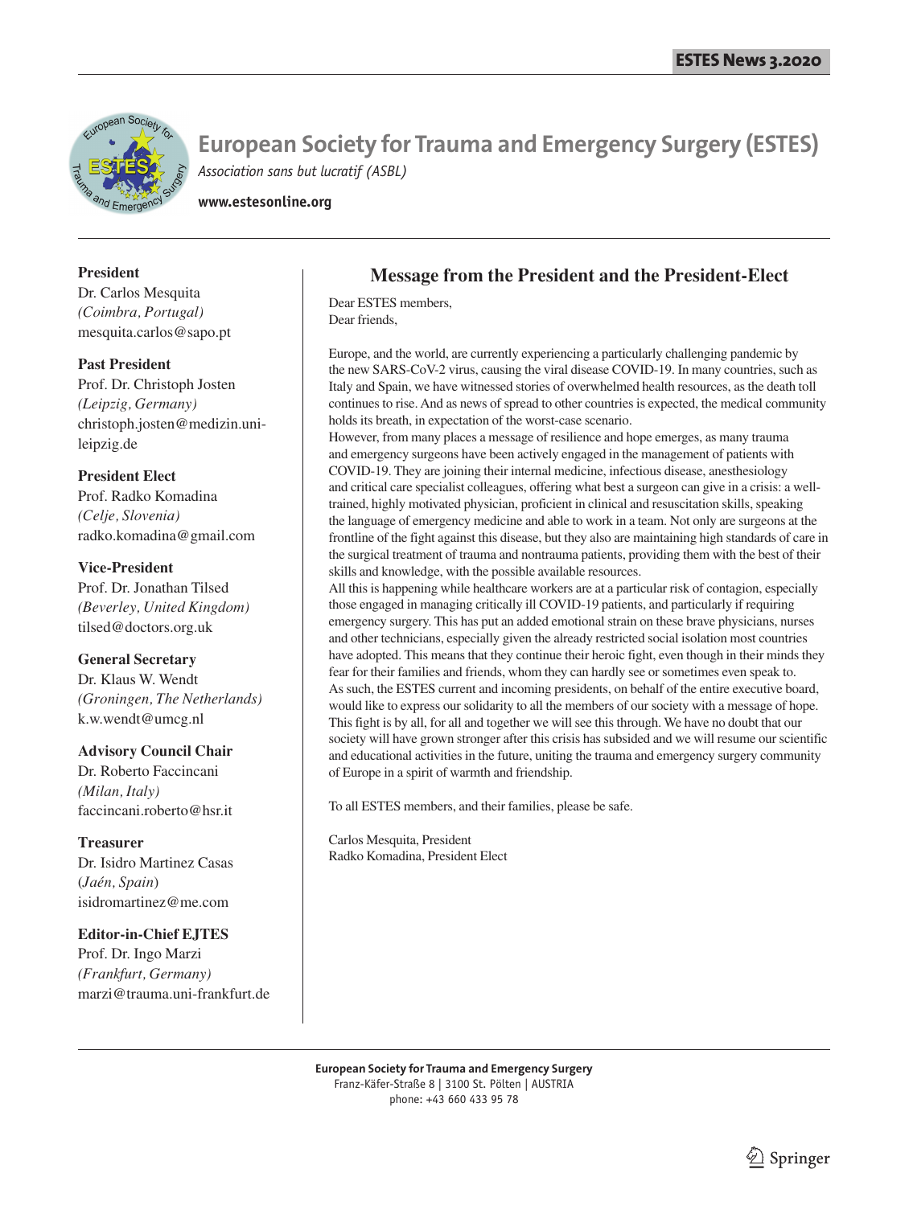# European Society for Trauma and Emergency Surgery (ESTES)

*Association sans but lucratif (ASBL)*

**www.estesonline.org**

**President**
Dr. Carlos Mesquita
*(Coimbra, Portugal)*
mesquita.carlos@sapo.pt

**Past President**
Prof. Dr. Christoph Josten
*(Leipzig, Germany)*
christoph.josten@medizin.uni-leipzig.de

**President Elect**
Prof. Radko Komadina
*(Celje, Slovenia)*
radko.komadina@gmail.com

**Vice-President**
Prof. Dr. Jonathan Tilsed
*(Beverley, United Kingdom)*
tilsed@doctors.org.uk

**General Secretary**
Dr. Klaus W. Wendt
*(Groningen, The Netherlands)*
k.w.wendt@umcg.nl

**Advisory Council Chair**
Dr. Roberto Faccincani
*(Milan, Italy)*
faccincani.roberto@hsr.it

**Treasurer**
Dr. Isidro Martinez Casas
(*Jaén, Spain*)
isidromartinez@me.com

**Editor-in-Chief EJTES**
Prof. Dr. Ingo Marzi
*(Frankfurt, Germany)*
marzi@trauma.uni-frankfurt.de

## Message from the President and the President-Elect

Dear ESTES members,
Dear friends,

Europe, and the world, are currently experiencing a particularly challenging pandemic by the new SARS-CoV-2 virus, causing the viral disease COVID-19. In many countries, such as Italy and Spain, we have witnessed stories of overwhelmed health resources, as the death toll continues to rise. And as news of spread to other countries is expected, the medical community holds its breath, in expectation of the worst-case scenario.

However, from many places a message of resilience and hope emerges, as many trauma and emergency surgeons have been actively engaged in the management of patients with COVID-19. They are joining their internal medicine, infectious disease, anesthesiology and critical care specialist colleagues, offering what best a surgeon can give in a crisis: a well-trained, highly motivated physician, proficient in clinical and resuscitation skills, speaking the language of emergency medicine and able to work in a team. Not only are surgeons at the frontline of the fight against this disease, but they also are maintaining high standards of care in the surgical treatment of trauma and nontrauma patients, providing them with the best of their skills and knowledge, with the possible available resources.

All this is happening while healthcare workers are at a particular risk of contagion, especially those engaged in managing critically ill COVID-19 patients, and particularly if requiring emergency surgery. This has put an added emotional strain on these brave physicians, nurses and other technicians, especially given the already restricted social isolation most countries have adopted. This means that they continue their heroic fight, even though in their minds they fear for their families and friends, whom they can hardly see or sometimes even speak to.

As such, the ESTES current and incoming presidents, on behalf of the entire executive board, would like to express our solidarity to all the members of our society with a message of hope. This fight is by all, for all and together we will see this through. We have no doubt that our society will have grown stronger after this crisis has subsided and we will resume our scientific and educational activities in the future, uniting the trauma and emergency surgery community of Europe in a spirit of warmth and friendship.

To all ESTES members, and their families, please be safe.

Carlos Mesquita, President
Radko Komadina, President Elect

**European Society for Trauma and Emergency Surgery**
Franz-Käfer-Straße 8 | 3100 St. Pölten | AUSTRIA
phone: +43 660 433 95 78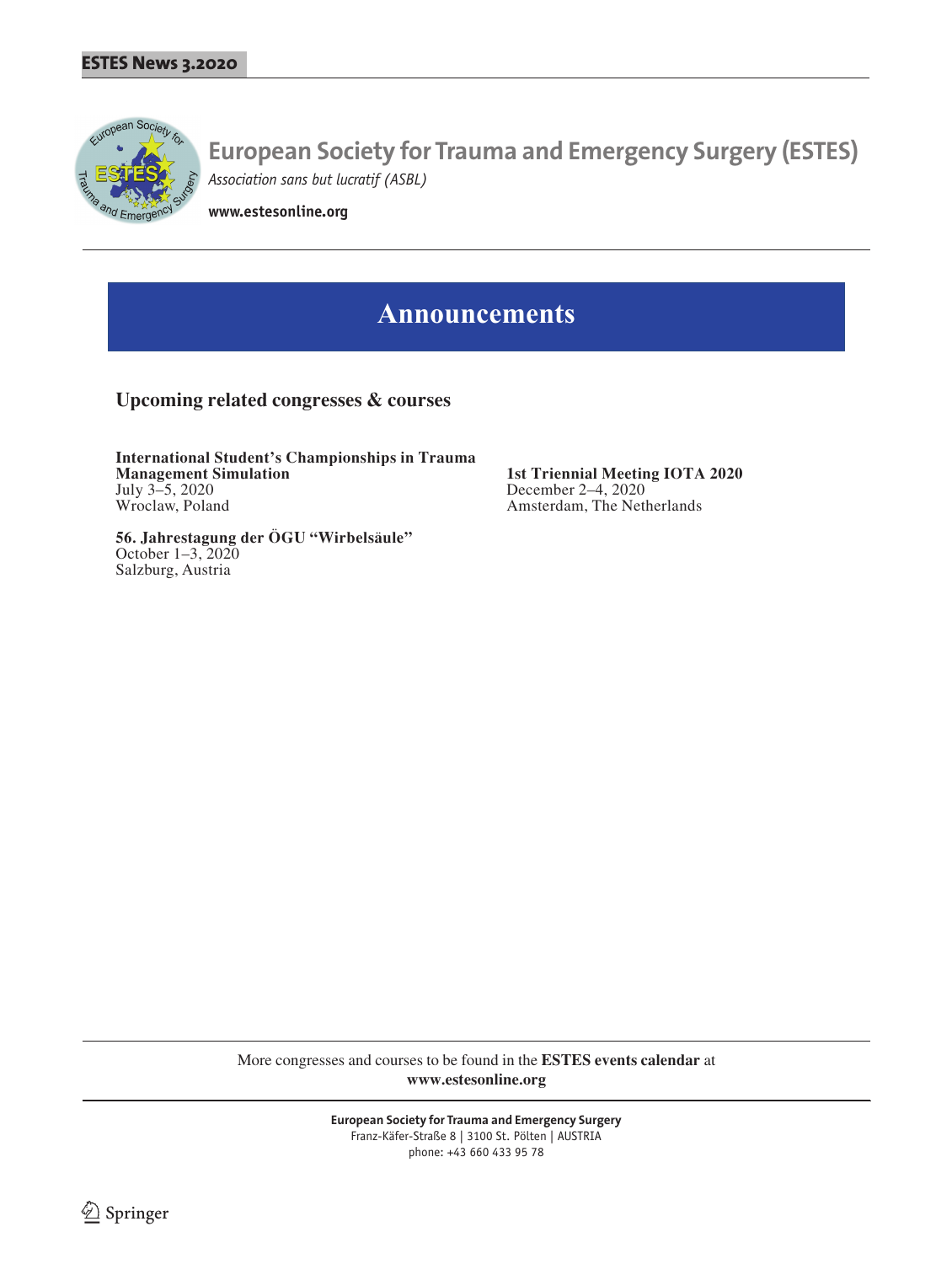# European Society for Trauma and Emergency Surgery (ESTES)

*Association sans but lucratif (ASBL)*

**www.estesonline.org**

## Announcements

### Upcoming related congresses & courses

**International Student's Championships in Trauma Management Simulation**
July 3–5, 2020
Wroclaw, Poland

**56. Jahrestagung der ÖGU "Wirbelsäule"**
October 1–3, 2020
Salzburg, Austria

**1st Triennial Meeting IOTA 2020**
December 2–4, 2020
Amsterdam, The Netherlands

More congresses and courses to be found in the **ESTES events calendar** at **www.estesonline.org**

**European Society for Trauma and Emergency Surgery**
Franz-Käfer-Straße 8 | 3100 St. Pölten | AUSTRIA
phone: +43 660 433 95 78